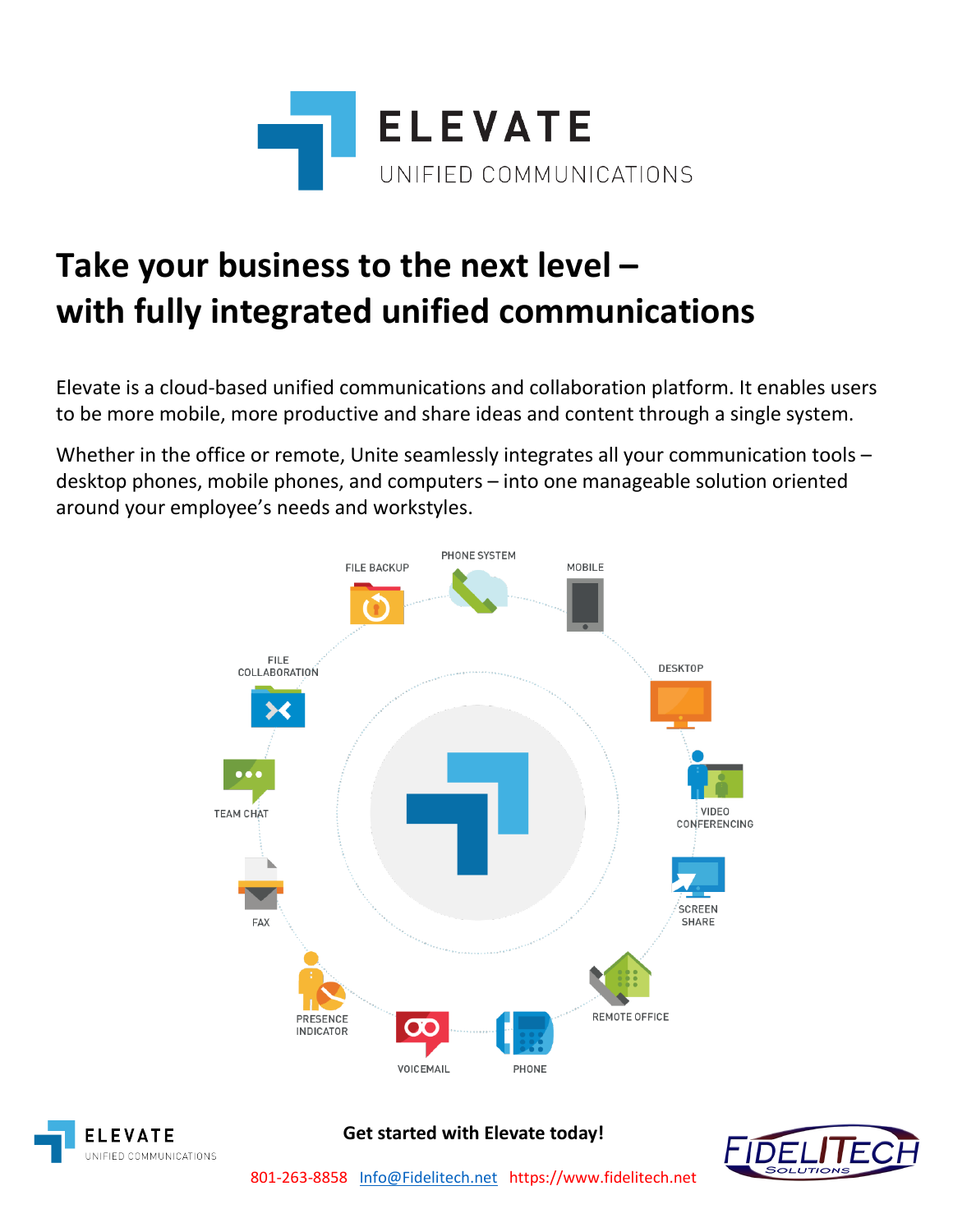# ELEVATE

UNIFIED COMMUNICATIONS

## Take your business to the next level – with fully integrated unified communications

Elevate is a cloud-based unified communications and collaboration platform. It enables users to be more mobile, more productive and share ideas and content through a single system.

Whether in the office or remote, Unite seamlessly integrates all your communication tools – desktop phones, mobile phones, and computers – into one manageable solution oriented around your employee's needs and workstyles.

PHONE SYSTEM
MOBILE
DESKTOP
VIDEO CONFERENCING
SCREEN SHARE
REMOTE OFFICE
PHONE
VOICEMAIL
PRESENCE INDICATOR
FAX
TEAM CHAT
FILE COLLABORATION
FILE BACKUP

**Get started with Elevate today!**

801-263-8858 Info@Fidelitech.net https://www.fidelitech.net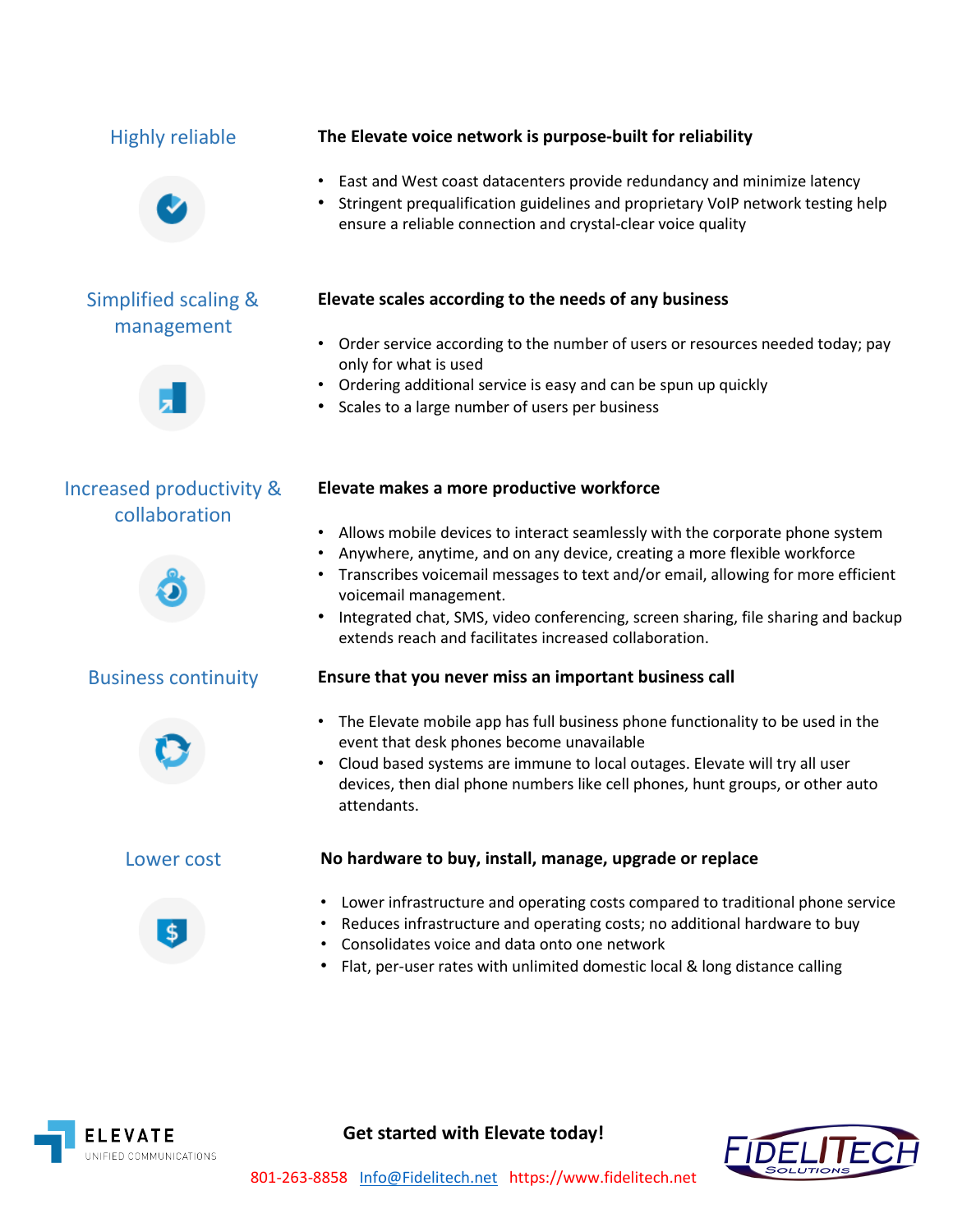## Highly reliable

**The Elevate voice network is purpose-built for reliability**

- East and West coast datacenters provide redundancy and minimize latency
- Stringent prequalification guidelines and proprietary VoIP network testing help ensure a reliable connection and crystal-clear voice quality

## Simplified scaling & management

**Elevate scales according to the needs of any business**

- Order service according to the number of users or resources needed today; pay only for what is used
- Ordering additional service is easy and can be spun up quickly
- Scales to a large number of users per business

## Increased productivity & collaboration

**Elevate makes a more productive workforce**

- Allows mobile devices to interact seamlessly with the corporate phone system
- Anywhere, anytime, and on any device, creating a more flexible workforce
- Transcribes voicemail messages to text and/or email, allowing for more efficient voicemail management.
- Integrated chat, SMS, video conferencing, screen sharing, file sharing and backup extends reach and facilitates increased collaboration.

## Business continuity

**Ensure that you never miss an important business call**

- The Elevate mobile app has full business phone functionality to be used in the event that desk phones become unavailable
- Cloud based systems are immune to local outages. Elevate will try all user devices, then dial phone numbers like cell phones, hunt groups, or other auto attendants.

## Lower cost

**No hardware to buy, install, manage, upgrade or replace**

- Lower infrastructure and operating costs compared to traditional phone service
- Reduces infrastructure and operating costs; no additional hardware to buy
- Consolidates voice and data onto one network
- Flat, per-user rates with unlimited domestic local & long distance calling

ELEVATE UNIFIED COMMUNICATIONS

**Get started with Elevate today!**

801-263-8858 Info@Fidelitech.net https://www.fidelitech.net

FIDELITECH SOLUTIONS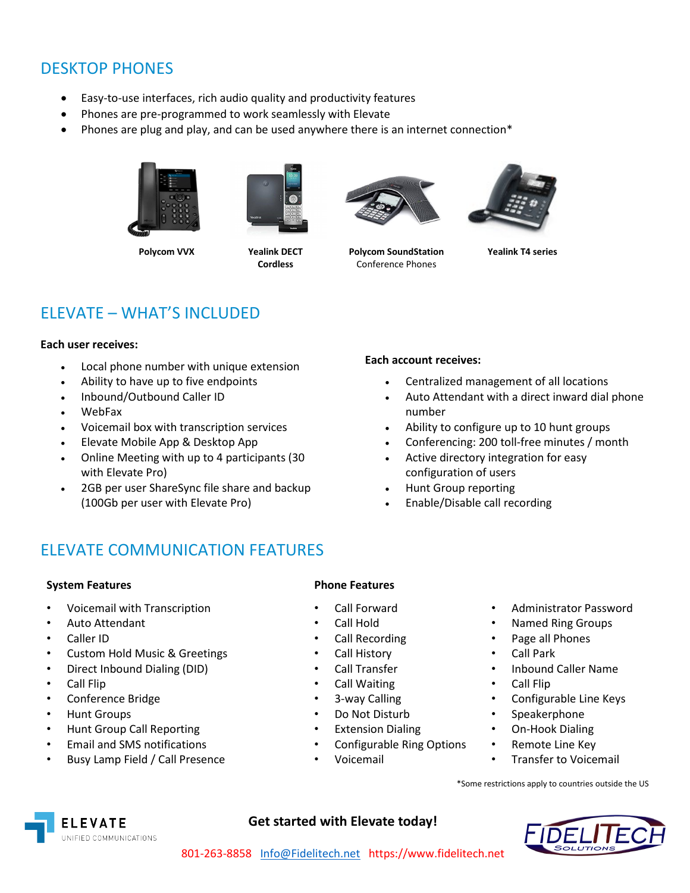## DESKTOP PHONES

- Easy-to-use interfaces, rich audio quality and productivity features
- Phones are pre-programmed to work seamlessly with Elevate
- Phones are plug and play, and can be used anywhere there is an internet connection*

**Polycom VVX**

**Yealink DECT Cordless**

**Polycom SoundStation** Conference Phones

**Yealink T4 series**

## ELEVATE – WHAT'S INCLUDED

**Each user receives:**

- Local phone number with unique extension
- Ability to have up to five endpoints
- Inbound/Outbound Caller ID
- WebFax
- Voicemail box with transcription services
- Elevate Mobile App & Desktop App
- Online Meeting with up to 4 participants (30 with Elevate Pro)
- 2GB per user ShareSync file share and backup (100Gb per user with Elevate Pro)

**Each account receives:**

- Centralized management of all locations
- Auto Attendant with a direct inward dial phone number
- Ability to configure up to 10 hunt groups
- Conferencing: 200 toll-free minutes / month
- Active directory integration for easy configuration of users
- Hunt Group reporting
- Enable/Disable call recording

## ELEVATE COMMUNICATION FEATURES

**System Features**

- Voicemail with Transcription
- Auto Attendant
- Caller ID
- Custom Hold Music & Greetings
- Direct Inbound Dialing (DID)
- Call Flip
- Conference Bridge
- Hunt Groups
- Hunt Group Call Reporting
- Email and SMS notifications
- Busy Lamp Field / Call Presence

**Phone Features**

- Call Forward
- Call Hold
- Call Recording
- Call History
- Call Transfer
- Call Waiting
- 3-way Calling
- Do Not Disturb
- Extension Dialing
- Configurable Ring Options
- Voicemail
- Administrator Password
- Named Ring Groups
- Page all Phones
- Call Park
- Inbound Caller Name
- Call Flip
- Configurable Line Keys
- Speakerphone
- On-Hook Dialing
- Remote Line Key
- Transfer to Voicemail

*Some restrictions apply to countries outside the US

ELEVATE UNIFIED COMMUNICATIONS

**Get started with Elevate today!**

801-263-8858 Info@Fidelitech.net https://www.fidelitech.net

FIDELITECH SOLUTIONS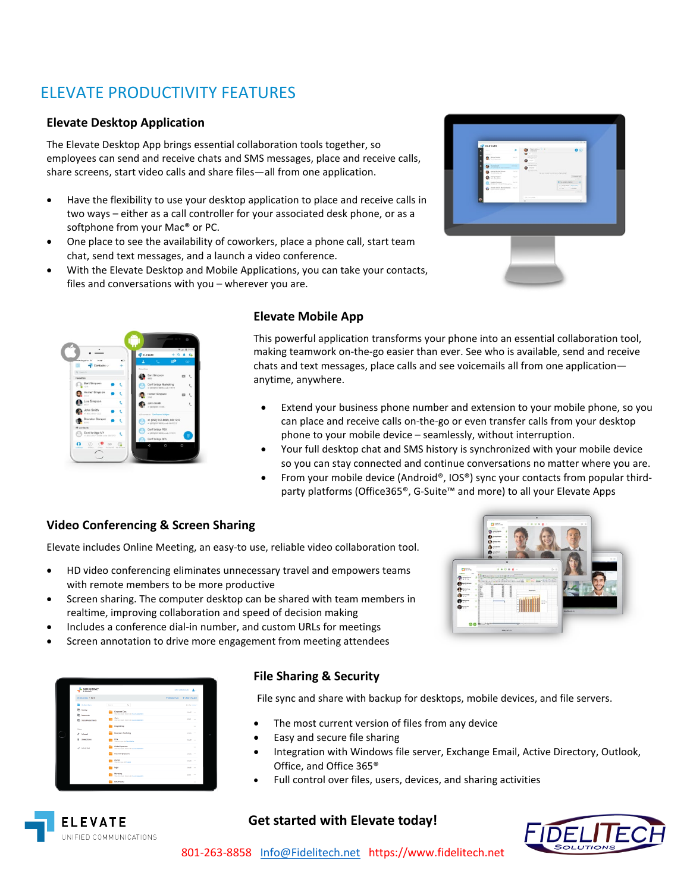# ELEVATE PRODUCTIVITY FEATURES

## Elevate Desktop Application

The Elevate Desktop App brings essential collaboration tools together, so employees can send and receive chats and SMS messages, place and receive calls, share screens, start video calls and share files—all from one application.

- Have the flexibility to use your desktop application to place and receive calls in two ways – either as a call controller for your associated desk phone, or as a softphone from your Mac® or PC.
- One place to see the availability of coworkers, place a phone call, start team chat, send text messages, and a launch a video conference.
- With the Elevate Desktop and Mobile Applications, you can take your contacts, files and conversations with you – wherever you are.

## Elevate Mobile App

This powerful application transforms your phone into an essential collaboration tool, making teamwork on-the-go easier than ever. See who is available, send and receive chats and text messages, place calls and see voicemails all from one application—anytime, anywhere.

- Extend your business phone number and extension to your mobile phone, so you can place and receive calls on-the-go or even transfer calls from your desktop phone to your mobile device – seamlessly, without interruption.
- Your full desktop chat and SMS history is synchronized with your mobile device so you can stay connected and continue conversations no matter where you are.
- From your mobile device (Android®, IOS®) sync your contacts from popular third-party platforms (Office365®, G-Suite™ and more) to all your Elevate Apps

## Video Conferencing & Screen Sharing

Elevate includes Online Meeting, an easy-to use, reliable video collaboration tool.

- HD video conferencing eliminates unnecessary travel and empowers teams with remote members to be more productive
- Screen sharing. The computer desktop can be shared with team members in realtime, improving collaboration and speed of decision making
- Includes a conference dial-in number, and custom URLs for meetings
- Screen annotation to drive more engagement from meeting attendees

## File Sharing & Security

File sync and share with backup for desktops, mobile devices, and file servers.

- The most current version of files from any device
- Easy and secure file sharing
- Integration with Windows file server, Exchange Email, Active Directory, Outlook, Office, and Office 365®
- Full control over files, users, devices, and sharing activities

ELEVATE UNIFIED COMMUNICATIONS

**Get started with Elevate today!**

801-263-8858 Info@Fidelitech.net https://www.fidelitech.net

FIDELITECH SOLUTIONS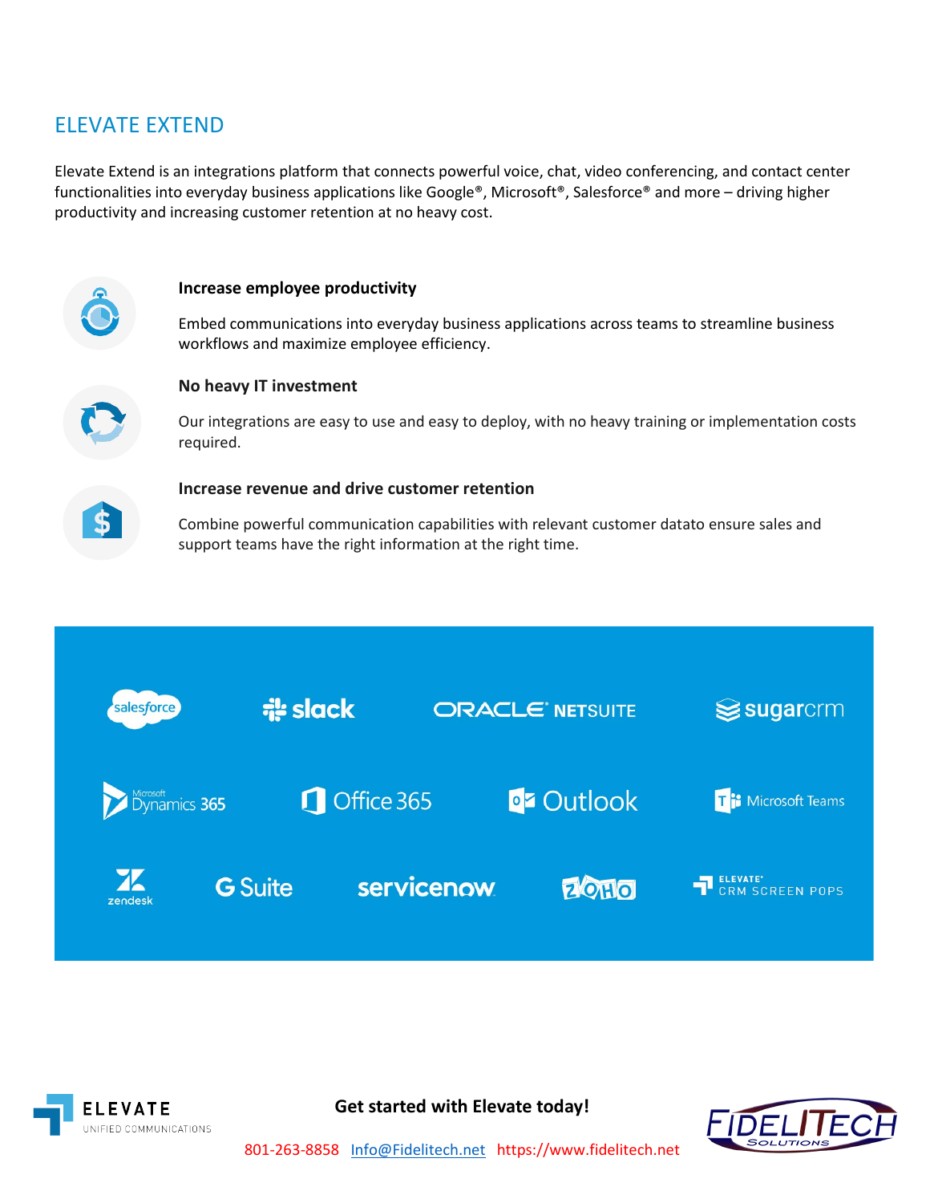# ELEVATE EXTEND

Elevate Extend is an integrations platform that connects powerful voice, chat, video conferencing, and contact center functionalities into everyday business applications like Google®, Microsoft®, Salesforce® and more – driving higher productivity and increasing customer retention at no heavy cost.

**Increase employee productivity**

Embed communications into everyday business applications across teams to streamline business workflows and maximize employee efficiency.

**No heavy IT investment**

Our integrations are easy to use and easy to deploy, with no heavy training or implementation costs required.

**Increase revenue and drive customer retention**

Combine powerful communication capabilities with relevant customer datato ensure sales and support teams have the right information at the right time.

salesforce
slack
ORACLE NETSUITE
sugarcrm
Microsoft Dynamics 365
Office 365
Outlook
Microsoft Teams
zendesk
G Suite
servicenow
ZOHO
ELEVATE CRM SCREEN POPS

ELEVATE UNIFIED COMMUNICATIONS

**Get started with Elevate today!**

801-263-8858 Info@Fidelitech.net https://www.fidelitech.net

FIDELITECH SOLUTIONS